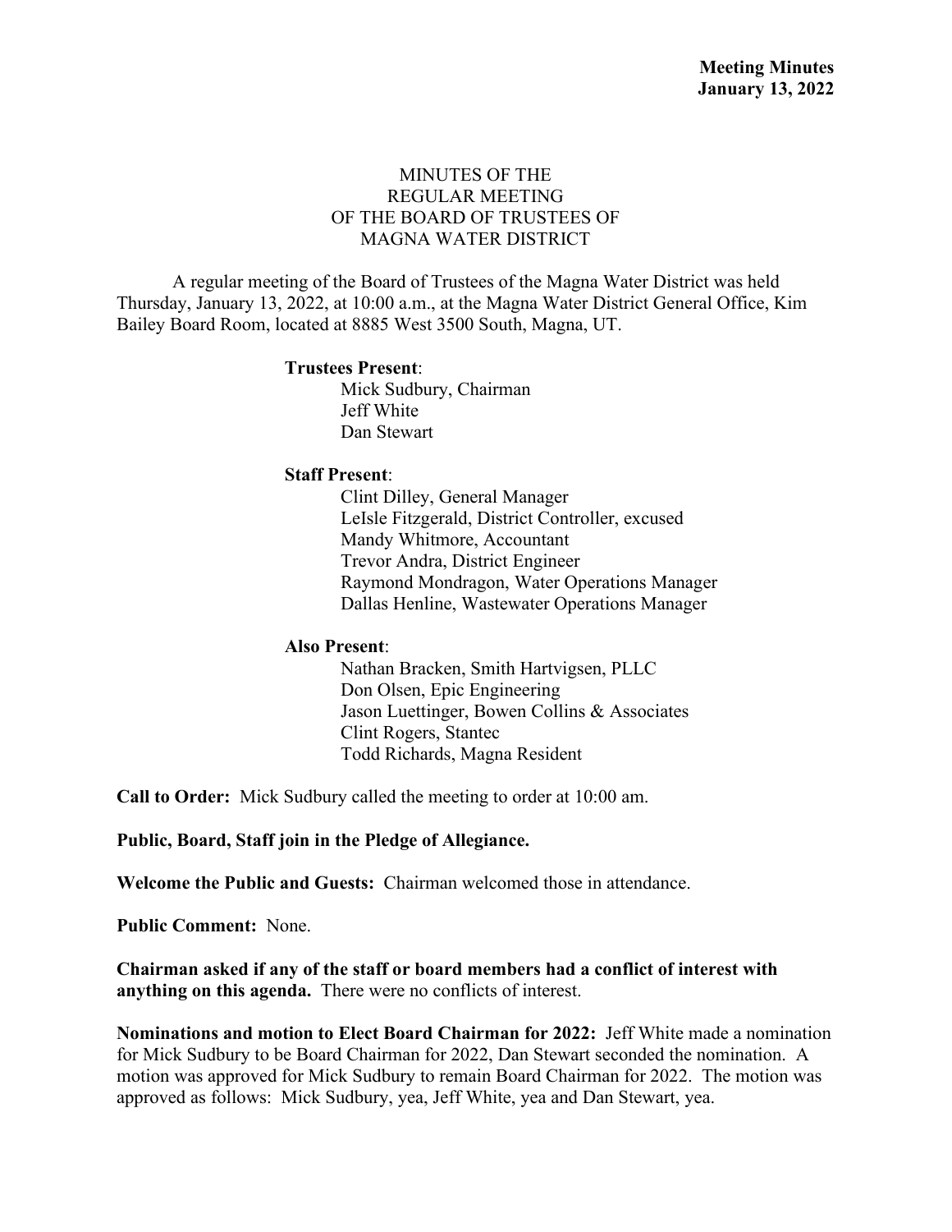# MINUTES OF THE REGULAR MEETING OF THE BOARD OF TRUSTEES OF MAGNA WATER DISTRICT

A regular meeting of the Board of Trustees of the Magna Water District was held Thursday, January 13, 2022, at 10:00 a.m., at the Magna Water District General Office, Kim Bailey Board Room, located at 8885 West 3500 South, Magna, UT.

**Trustees Present**:
- Mick Sudbury, Chairman
- Jeff White
- Dan Stewart

**Staff Present**:
- Clint Dilley, General Manager
- LeIsle Fitzgerald, District Controller, excused
- Mandy Whitmore, Accountant
- Trevor Andra, District Engineer
- Raymond Mondragon, Water Operations Manager
- Dallas Henline, Wastewater Operations Manager

**Also Present**:
- Nathan Bracken, Smith Hartvigsen, PLLC
- Don Olsen, Epic Engineering
- Jason Luettinger, Bowen Collins & Associates
- Clint Rogers, Stantec
- Todd Richards, Magna Resident

**Call to Order:** Mick Sudbury called the meeting to order at 10:00 am.

**Public, Board, Staff join in the Pledge of Allegiance.**

**Welcome the Public and Guests:** Chairman welcomed those in attendance.

**Public Comment:** None.

**Chairman asked if any of the staff or board members had a conflict of interest with anything on this agenda.** There were no conflicts of interest.

**Nominations and motion to Elect Board Chairman for 2022:** Jeff White made a nomination for Mick Sudbury to be Board Chairman for 2022, Dan Stewart seconded the nomination. A motion was approved for Mick Sudbury to remain Board Chairman for 2022. The motion was approved as follows: Mick Sudbury, yea, Jeff White, yea and Dan Stewart, yea.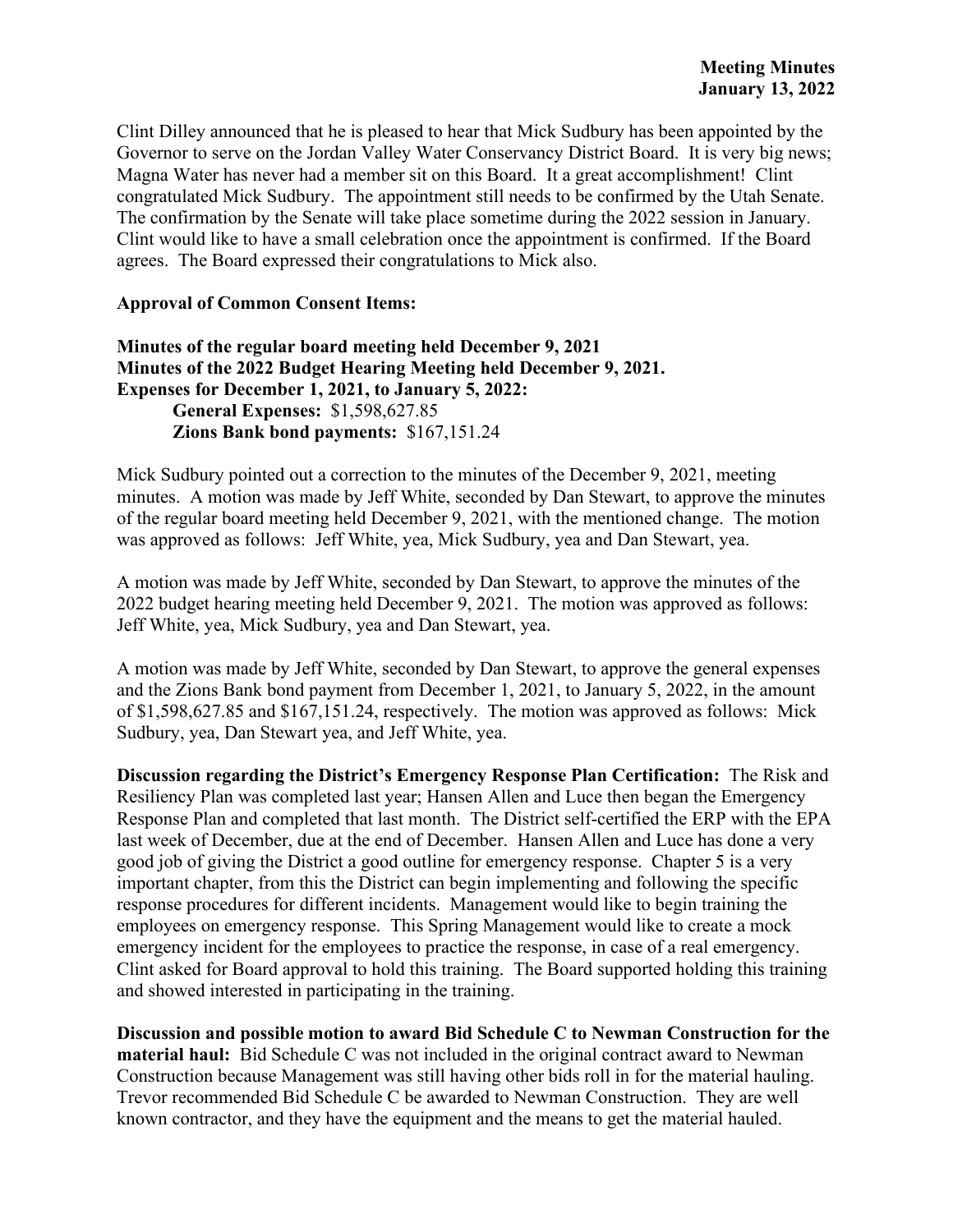Clint Dilley announced that he is pleased to hear that Mick Sudbury has been appointed by the Governor to serve on the Jordan Valley Water Conservancy District Board. It is very big news; Magna Water has never had a member sit on this Board. It a great accomplishment! Clint congratulated Mick Sudbury. The appointment still needs to be confirmed by the Utah Senate. The confirmation by the Senate will take place sometime during the 2022 session in January. Clint would like to have a small celebration once the appointment is confirmed. If the Board agrees. The Board expressed their congratulations to Mick also.

**Approval of Common Consent Items:**

**Minutes of the regular board meeting held December 9, 2021**
**Minutes of the 2022 Budget Hearing Meeting held December 9, 2021.**
**Expenses for December 1, 2021, to January 5, 2022:**
- **General Expenses:** $1,598,627.85
- **Zions Bank bond payments:** $167,151.24

Mick Sudbury pointed out a correction to the minutes of the December 9, 2021, meeting minutes. A motion was made by Jeff White, seconded by Dan Stewart, to approve the minutes of the regular board meeting held December 9, 2021, with the mentioned change. The motion was approved as follows: Jeff White, yea, Mick Sudbury, yea and Dan Stewart, yea.

A motion was made by Jeff White, seconded by Dan Stewart, to approve the minutes of the 2022 budget hearing meeting held December 9, 2021. The motion was approved as follows: Jeff White, yea, Mick Sudbury, yea and Dan Stewart, yea.

A motion was made by Jeff White, seconded by Dan Stewart, to approve the general expenses and the Zions Bank bond payment from December 1, 2021, to January 5, 2022, in the amount of $1,598,627.85 and $167,151.24, respectively. The motion was approved as follows: Mick Sudbury, yea, Dan Stewart yea, and Jeff White, yea.

**Discussion regarding the District's Emergency Response Plan Certification:** The Risk and Resiliency Plan was completed last year; Hansen Allen and Luce then began the Emergency Response Plan and completed that last month. The District self-certified the ERP with the EPA last week of December, due at the end of December. Hansen Allen and Luce has done a very good job of giving the District a good outline for emergency response. Chapter 5 is a very important chapter, from this the District can begin implementing and following the specific response procedures for different incidents. Management would like to begin training the employees on emergency response. This Spring Management would like to create a mock emergency incident for the employees to practice the response, in case of a real emergency. Clint asked for Board approval to hold this training. The Board supported holding this training and showed interested in participating in the training.

**Discussion and possible motion to award Bid Schedule C to Newman Construction for the material haul:** Bid Schedule C was not included in the original contract award to Newman Construction because Management was still having other bids roll in for the material hauling. Trevor recommended Bid Schedule C be awarded to Newman Construction. They are well known contractor, and they have the equipment and the means to get the material hauled.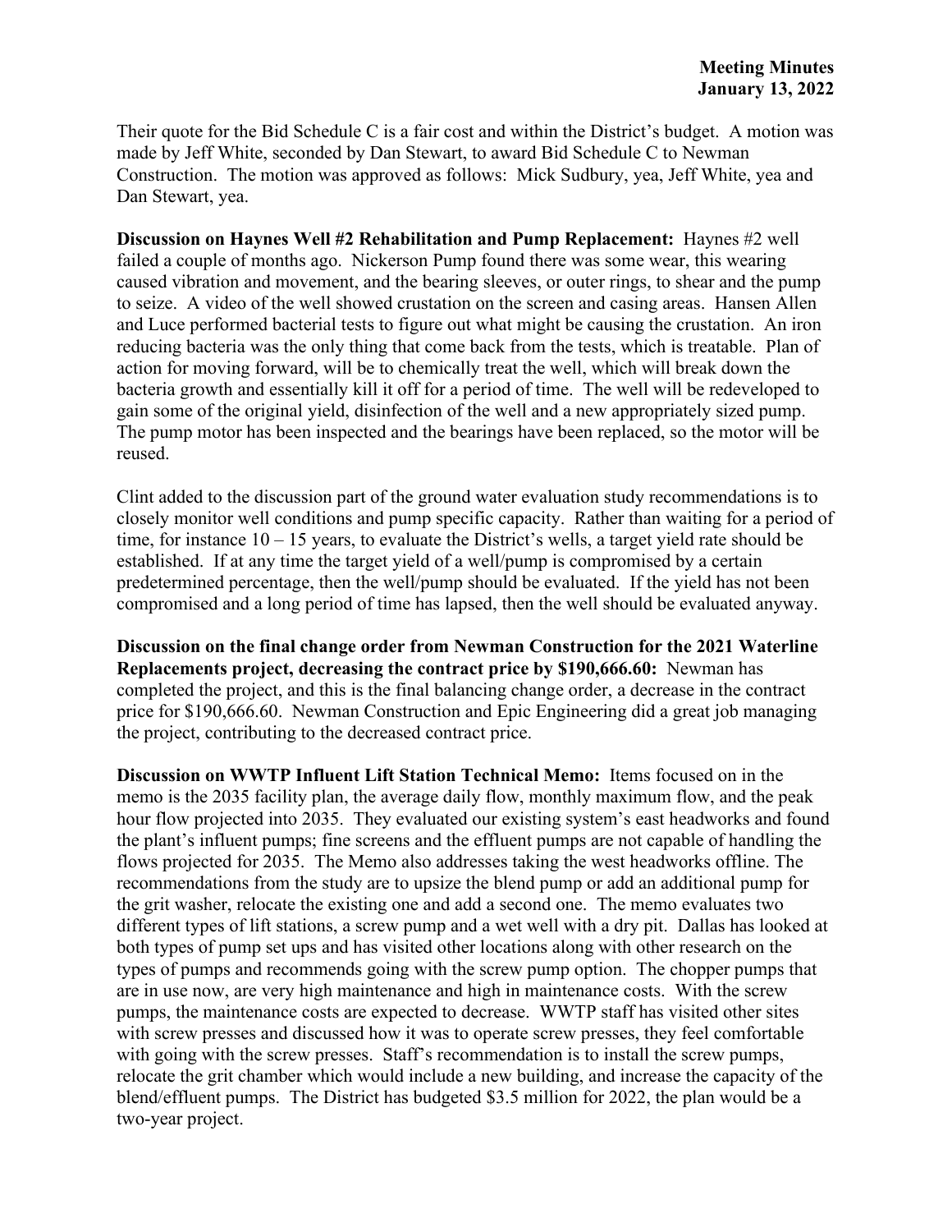Their quote for the Bid Schedule C is a fair cost and within the District's budget. A motion was made by Jeff White, seconded by Dan Stewart, to award Bid Schedule C to Newman Construction. The motion was approved as follows: Mick Sudbury, yea, Jeff White, yea and Dan Stewart, yea.

**Discussion on Haynes Well #2 Rehabilitation and Pump Replacement:** Haynes #2 well failed a couple of months ago. Nickerson Pump found there was some wear, this wearing caused vibration and movement, and the bearing sleeves, or outer rings, to shear and the pump to seize. A video of the well showed crustation on the screen and casing areas. Hansen Allen and Luce performed bacterial tests to figure out what might be causing the crustation. An iron reducing bacteria was the only thing that come back from the tests, which is treatable. Plan of action for moving forward, will be to chemically treat the well, which will break down the bacteria growth and essentially kill it off for a period of time. The well will be redeveloped to gain some of the original yield, disinfection of the well and a new appropriately sized pump. The pump motor has been inspected and the bearings have been replaced, so the motor will be reused.

Clint added to the discussion part of the ground water evaluation study recommendations is to closely monitor well conditions and pump specific capacity. Rather than waiting for a period of time, for instance 10 – 15 years, to evaluate the District's wells, a target yield rate should be established. If at any time the target yield of a well/pump is compromised by a certain predetermined percentage, then the well/pump should be evaluated. If the yield has not been compromised and a long period of time has lapsed, then the well should be evaluated anyway.

**Discussion on the final change order from Newman Construction for the 2021 Waterline Replacements project, decreasing the contract price by $190,666.60:** Newman has completed the project, and this is the final balancing change order, a decrease in the contract price for $190,666.60. Newman Construction and Epic Engineering did a great job managing the project, contributing to the decreased contract price.

**Discussion on WWTP Influent Lift Station Technical Memo:** Items focused on in the memo is the 2035 facility plan, the average daily flow, monthly maximum flow, and the peak hour flow projected into 2035. They evaluated our existing system's east headworks and found the plant's influent pumps; fine screens and the effluent pumps are not capable of handling the flows projected for 2035. The Memo also addresses taking the west headworks offline. The recommendations from the study are to upsize the blend pump or add an additional pump for the grit washer, relocate the existing one and add a second one. The memo evaluates two different types of lift stations, a screw pump and a wet well with a dry pit. Dallas has looked at both types of pump set ups and has visited other locations along with other research on the types of pumps and recommends going with the screw pump option. The chopper pumps that are in use now, are very high maintenance and high in maintenance costs. With the screw pumps, the maintenance costs are expected to decrease. WWTP staff has visited other sites with screw presses and discussed how it was to operate screw presses, they feel comfortable with going with the screw presses. Staff's recommendation is to install the screw pumps, relocate the grit chamber which would include a new building, and increase the capacity of the blend/effluent pumps. The District has budgeted $3.5 million for 2022, the plan would be a two-year project.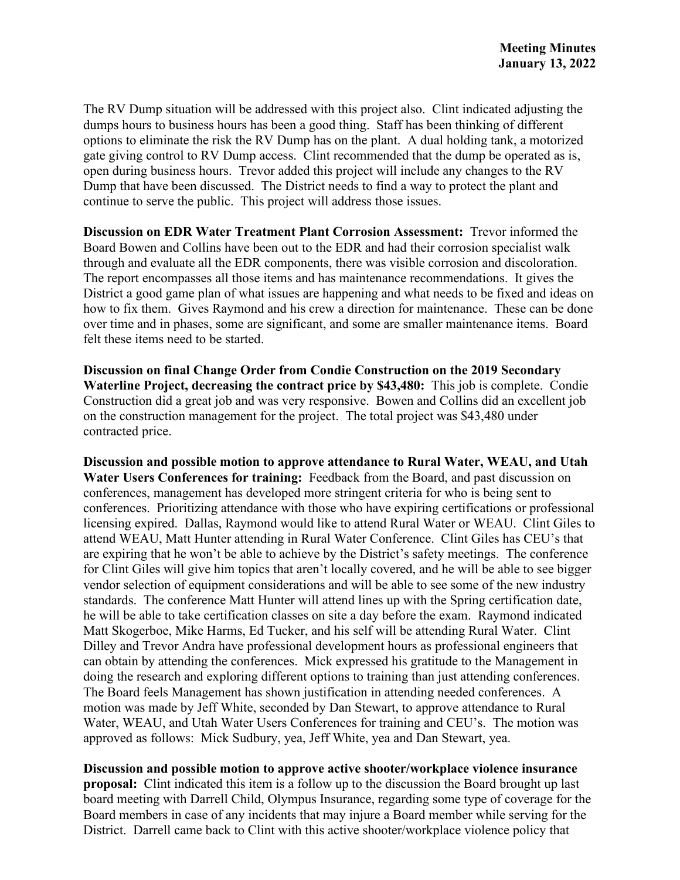The RV Dump situation will be addressed with this project also. Clint indicated adjusting the dumps hours to business hours has been a good thing. Staff has been thinking of different options to eliminate the risk the RV Dump has on the plant. A dual holding tank, a motorized gate giving control to RV Dump access. Clint recommended that the dump be operated as is, open during business hours. Trevor added this project will include any changes to the RV Dump that have been discussed. The District needs to find a way to protect the plant and continue to serve the public. This project will address those issues.

**Discussion on EDR Water Treatment Plant Corrosion Assessment:** Trevor informed the Board Bowen and Collins have been out to the EDR and had their corrosion specialist walk through and evaluate all the EDR components, there was visible corrosion and discoloration. The report encompasses all those items and has maintenance recommendations. It gives the District a good game plan of what issues are happening and what needs to be fixed and ideas on how to fix them. Gives Raymond and his crew a direction for maintenance. These can be done over time and in phases, some are significant, and some are smaller maintenance items. Board felt these items need to be started.

**Discussion on final Change Order from Condie Construction on the 2019 Secondary Waterline Project, decreasing the contract price by $43,480:** This job is complete. Condie Construction did a great job and was very responsive. Bowen and Collins did an excellent job on the construction management for the project. The total project was $43,480 under contracted price.

**Discussion and possible motion to approve attendance to Rural Water, WEAU, and Utah Water Users Conferences for training:** Feedback from the Board, and past discussion on conferences, management has developed more stringent criteria for who is being sent to conferences. Prioritizing attendance with those who have expiring certifications or professional licensing expired. Dallas, Raymond would like to attend Rural Water or WEAU. Clint Giles to attend WEAU, Matt Hunter attending in Rural Water Conference. Clint Giles has CEU's that are expiring that he won't be able to achieve by the District's safety meetings. The conference for Clint Giles will give him topics that aren't locally covered, and he will be able to see bigger vendor selection of equipment considerations and will be able to see some of the new industry standards. The conference Matt Hunter will attend lines up with the Spring certification date, he will be able to take certification classes on site a day before the exam. Raymond indicated Matt Skogerboe, Mike Harms, Ed Tucker, and his self will be attending Rural Water. Clint Dilley and Trevor Andra have professional development hours as professional engineers that can obtain by attending the conferences. Mick expressed his gratitude to the Management in doing the research and exploring different options to training than just attending conferences. The Board feels Management has shown justification in attending needed conferences. A motion was made by Jeff White, seconded by Dan Stewart, to approve attendance to Rural Water, WEAU, and Utah Water Users Conferences for training and CEU's. The motion was approved as follows: Mick Sudbury, yea, Jeff White, yea and Dan Stewart, yea.

**Discussion and possible motion to approve active shooter/workplace violence insurance proposal:** Clint indicated this item is a follow up to the discussion the Board brought up last board meeting with Darrell Child, Olympus Insurance, regarding some type of coverage for the Board members in case of any incidents that may injure a Board member while serving for the District. Darrell came back to Clint with this active shooter/workplace violence policy that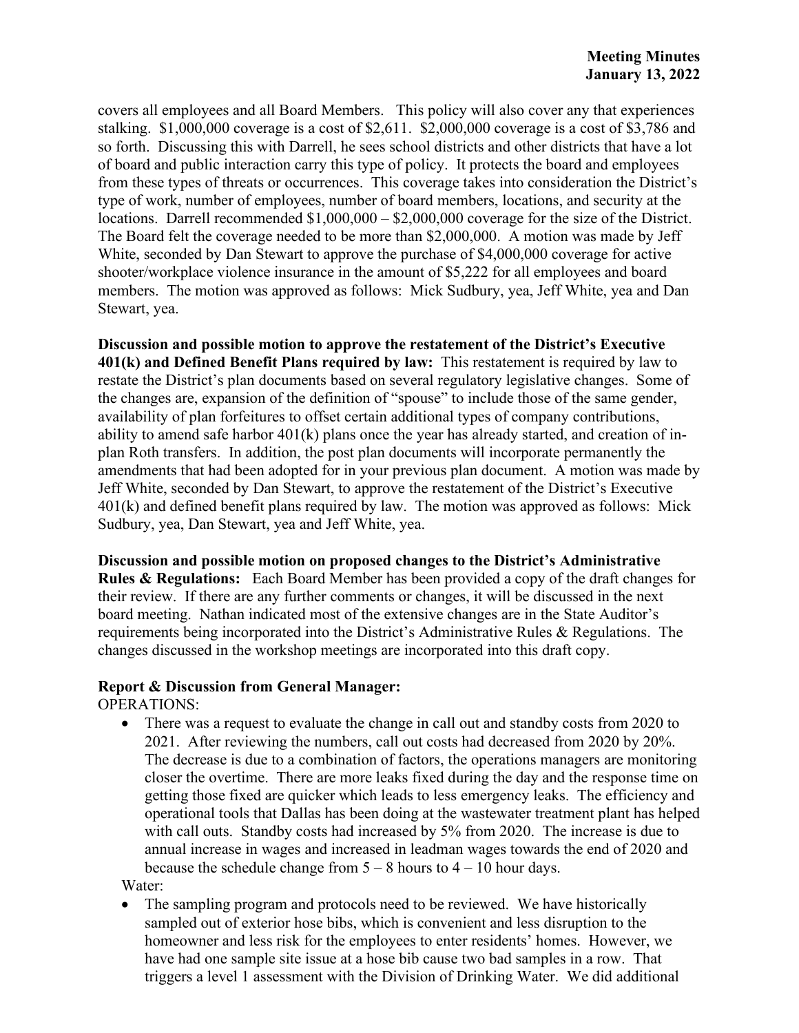covers all employees and all Board Members. This policy will also cover any that experiences stalking. $1,000,000 coverage is a cost of $2,611. $2,000,000 coverage is a cost of $3,786 and so forth. Discussing this with Darrell, he sees school districts and other districts that have a lot of board and public interaction carry this type of policy. It protects the board and employees from these types of threats or occurrences. This coverage takes into consideration the District's type of work, number of employees, number of board members, locations, and security at the locations. Darrell recommended $1,000,000 – $2,000,000 coverage for the size of the District. The Board felt the coverage needed to be more than $2,000,000. A motion was made by Jeff White, seconded by Dan Stewart to approve the purchase of $4,000,000 coverage for active shooter/workplace violence insurance in the amount of $5,222 for all employees and board members. The motion was approved as follows: Mick Sudbury, yea, Jeff White, yea and Dan Stewart, yea.

**Discussion and possible motion to approve the restatement of the District's Executive 401(k) and Defined Benefit Plans required by law:** This restatement is required by law to restate the District's plan documents based on several regulatory legislative changes. Some of the changes are, expansion of the definition of "spouse" to include those of the same gender, availability of plan forfeitures to offset certain additional types of company contributions, ability to amend safe harbor 401(k) plans once the year has already started, and creation of in-plan Roth transfers. In addition, the post plan documents will incorporate permanently the amendments that had been adopted for in your previous plan document. A motion was made by Jeff White, seconded by Dan Stewart, to approve the restatement of the District's Executive 401(k) and defined benefit plans required by law. The motion was approved as follows: Mick Sudbury, yea, Dan Stewart, yea and Jeff White, yea.

**Discussion and possible motion on proposed changes to the District's Administrative Rules & Regulations:** Each Board Member has been provided a copy of the draft changes for their review. If there are any further comments or changes, it will be discussed in the next board meeting. Nathan indicated most of the extensive changes are in the State Auditor's requirements being incorporated into the District's Administrative Rules & Regulations. The changes discussed in the workshop meetings are incorporated into this draft copy.

**Report & Discussion from General Manager:**

OPERATIONS:

- There was a request to evaluate the change in call out and standby costs from 2020 to 2021. After reviewing the numbers, call out costs had decreased from 2020 by 20%. The decrease is due to a combination of factors, the operations managers are monitoring closer the overtime. There are more leaks fixed during the day and the response time on getting those fixed are quicker which leads to less emergency leaks. The efficiency and operational tools that Dallas has been doing at the wastewater treatment plant has helped with call outs. Standby costs had increased by 5% from 2020. The increase is due to annual increase in wages and increased in leadman wages towards the end of 2020 and because the schedule change from 5 – 8 hours to 4 – 10 hour days.

Water:

- The sampling program and protocols need to be reviewed. We have historically sampled out of exterior hose bibs, which is convenient and less disruption to the homeowner and less risk for the employees to enter residents' homes. However, we have had one sample site issue at a hose bib cause two bad samples in a row. That triggers a level 1 assessment with the Division of Drinking Water. We did additional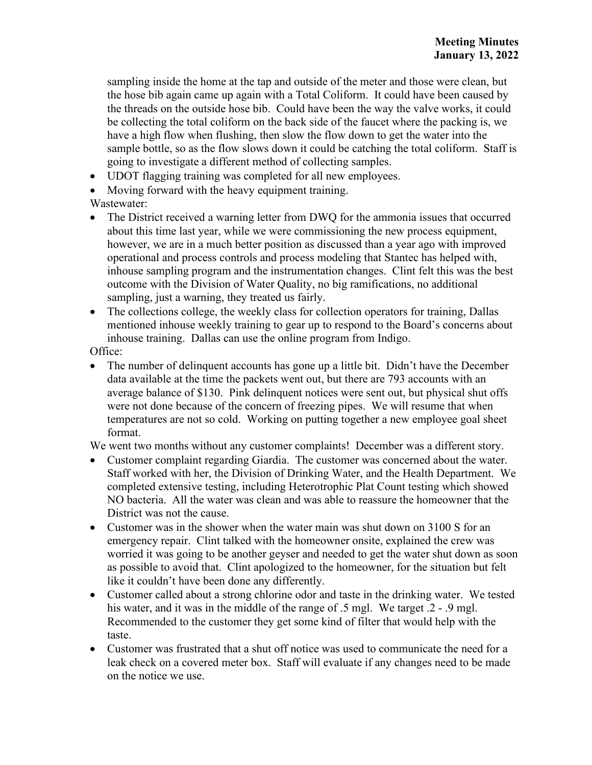sampling inside the home at the tap and outside of the meter and those were clean, but the hose bib again came up again with a Total Coliform. It could have been caused by the threads on the outside hose bib. Could have been the way the valve works, it could be collecting the total coliform on the back side of the faucet where the packing is, we have a high flow when flushing, then slow the flow down to get the water into the sample bottle, so as the flow slows down it could be catching the total coliform. Staff is going to investigate a different method of collecting samples.

- UDOT flagging training was completed for all new employees.
- Moving forward with the heavy equipment training.

Wastewater:

- The District received a warning letter from DWQ for the ammonia issues that occurred about this time last year, while we were commissioning the new process equipment, however, we are in a much better position as discussed than a year ago with improved operational and process controls and process modeling that Stantec has helped with, inhouse sampling program and the instrumentation changes. Clint felt this was the best outcome with the Division of Water Quality, no big ramifications, no additional sampling, just a warning, they treated us fairly.
- The collections college, the weekly class for collection operators for training, Dallas mentioned inhouse weekly training to gear up to respond to the Board's concerns about inhouse training. Dallas can use the online program from Indigo.

Office:

- The number of delinquent accounts has gone up a little bit. Didn't have the December data available at the time the packets went out, but there are 793 accounts with an average balance of $130. Pink delinquent notices were sent out, but physical shut offs were not done because of the concern of freezing pipes. We will resume that when temperatures are not so cold. Working on putting together a new employee goal sheet format.

We went two months without any customer complaints! December was a different story.

- Customer complaint regarding Giardia. The customer was concerned about the water. Staff worked with her, the Division of Drinking Water, and the Health Department. We completed extensive testing, including Heterotrophic Plat Count testing which showed NO bacteria. All the water was clean and was able to reassure the homeowner that the District was not the cause.
- Customer was in the shower when the water main was shut down on 3100 S for an emergency repair. Clint talked with the homeowner onsite, explained the crew was worried it was going to be another geyser and needed to get the water shut down as soon as possible to avoid that. Clint apologized to the homeowner, for the situation but felt like it couldn't have been done any differently.
- Customer called about a strong chlorine odor and taste in the drinking water. We tested his water, and it was in the middle of the range of .5 mgl. We target .2 - .9 mgl. Recommended to the customer they get some kind of filter that would help with the taste.
- Customer was frustrated that a shut off notice was used to communicate the need for a leak check on a covered meter box. Staff will evaluate if any changes need to be made on the notice we use.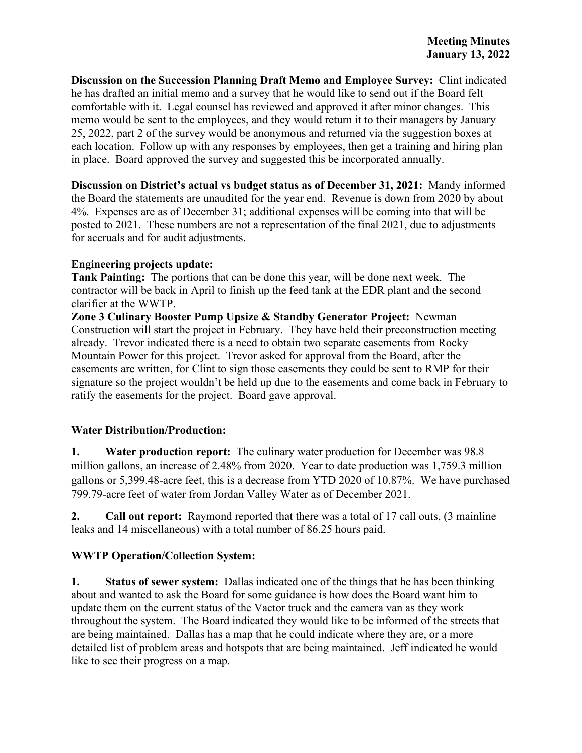**Discussion on the Succession Planning Draft Memo and Employee Survey:** Clint indicated he has drafted an initial memo and a survey that he would like to send out if the Board felt comfortable with it. Legal counsel has reviewed and approved it after minor changes. This memo would be sent to the employees, and they would return it to their managers by January 25, 2022, part 2 of the survey would be anonymous and returned via the suggestion boxes at each location. Follow up with any responses by employees, then get a training and hiring plan in place. Board approved the survey and suggested this be incorporated annually.

**Discussion on District's actual vs budget status as of December 31, 2021:** Mandy informed the Board the statements are unaudited for the year end. Revenue is down from 2020 by about 4%. Expenses are as of December 31; additional expenses will be coming into that will be posted to 2021. These numbers are not a representation of the final 2021, due to adjustments for accruals and for audit adjustments.

**Engineering projects update:**

**Tank Painting:** The portions that can be done this year, will be done next week. The contractor will be back in April to finish up the feed tank at the EDR plant and the second clarifier at the WWTP.

**Zone 3 Culinary Booster Pump Upsize & Standby Generator Project:** Newman Construction will start the project in February. They have held their preconstruction meeting already. Trevor indicated there is a need to obtain two separate easements from Rocky Mountain Power for this project. Trevor asked for approval from the Board, after the easements are written, for Clint to sign those easements they could be sent to RMP for their signature so the project wouldn't be held up due to the easements and come back in February to ratify the easements for the project. Board gave approval.

## Water Distribution/Production:

**1. Water production report:** The culinary water production for December was 98.8 million gallons, an increase of 2.48% from 2020. Year to date production was 1,759.3 million gallons or 5,399.48-acre feet, this is a decrease from YTD 2020 of 10.87%. We have purchased 799.79-acre feet of water from Jordan Valley Water as of December 2021.

**2. Call out report:** Raymond reported that there was a total of 17 call outs, (3 mainline leaks and 14 miscellaneous) with a total number of 86.25 hours paid.

## WWTP Operation/Collection System:

**1. Status of sewer system:** Dallas indicated one of the things that he has been thinking about and wanted to ask the Board for some guidance is how does the Board want him to update them on the current status of the Vactor truck and the camera van as they work throughout the system. The Board indicated they would like to be informed of the streets that are being maintained. Dallas has a map that he could indicate where they are, or a more detailed list of problem areas and hotspots that are being maintained. Jeff indicated he would like to see their progress on a map.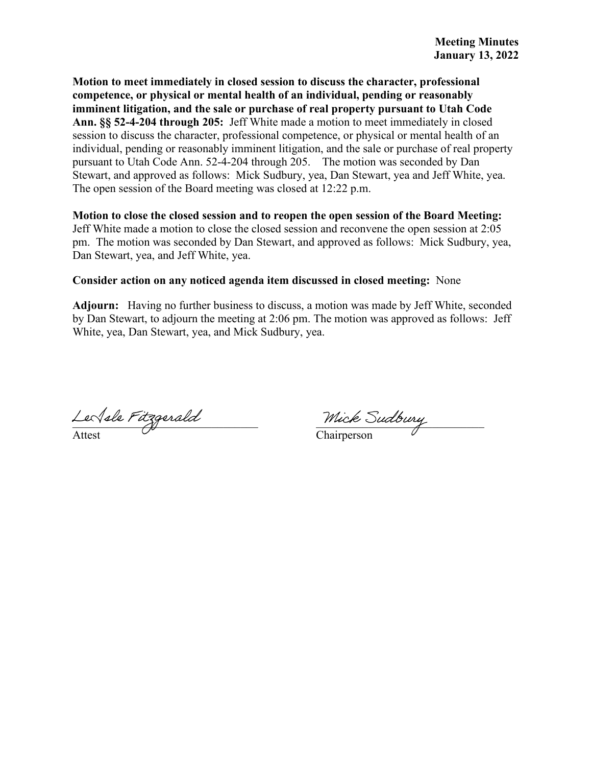**Motion to meet immediately in closed session to discuss the character, professional competence, or physical or mental health of an individual, pending or reasonably imminent litigation, and the sale or purchase of real property pursuant to Utah Code Ann. §§ 52-4-204 through 205:** Jeff White made a motion to meet immediately in closed session to discuss the character, professional competence, or physical or mental health of an individual, pending or reasonably imminent litigation, and the sale or purchase of real property pursuant to Utah Code Ann. 52-4-204 through 205. The motion was seconded by Dan Stewart, and approved as follows: Mick Sudbury, yea, Dan Stewart, yea and Jeff White, yea. The open session of the Board meeting was closed at 12:22 p.m.

**Motion to close the closed session and to reopen the open session of the Board Meeting:** Jeff White made a motion to close the closed session and reconvene the open session at 2:05 pm. The motion was seconded by Dan Stewart, and approved as follows: Mick Sudbury, yea, Dan Stewart, yea, and Jeff White, yea.

**Consider action on any noticed agenda item discussed in closed meeting:** None

**Adjourn:** Having no further business to discuss, a motion was made by Jeff White, seconded by Dan Stewart, to adjourn the meeting at 2:06 pm. The motion was approved as follows: Jeff White, yea, Dan Stewart, yea, and Mick Sudbury, yea.

LeIsle Fitzgerald
Attest

Mick Sudbury
Chairperson